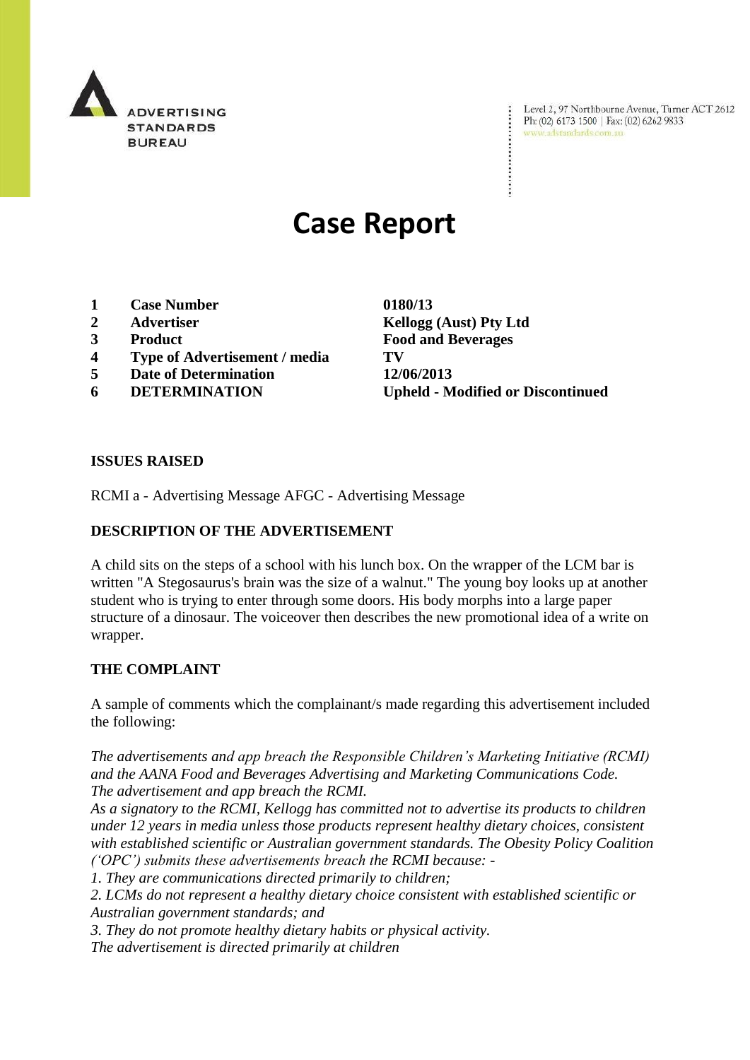ADVERTISING STANDARDS BUREAU

Level 2, 97 Northbourne Avenue, Turner ACT 2612
Ph: (02) 6173 1500 | Fax: (02) 6262 9833
www.adstandards.com.au

# Case Report

| | | |
|---|---|---|
| 1 | **Case Number** | **0180/13** |
| 2 | **Advertiser** | **Kellogg (Aust) Pty Ltd** |
| 3 | **Product** | **Food and Beverages** |
| 4 | **Type of Advertisement / media** | **TV** |
| 5 | **Date of Determination** | **12/06/2013** |
| 6 | **DETERMINATION** | **Upheld - Modified or Discontinued** |

## ISSUES RAISED

RCMI a - Advertising Message AFGC - Advertising Message

## DESCRIPTION OF THE ADVERTISEMENT

A child sits on the steps of a school with his lunch box. On the wrapper of the LCM bar is written "A Stegosaurus's brain was the size of a walnut." The young boy looks up at another student who is trying to enter through some doors. His body morphs into a large paper structure of a dinosaur. The voiceover then describes the new promotional idea of a write on wrapper.

## THE COMPLAINT

A sample of comments which the complainant/s made regarding this advertisement included the following:

*The advertisements and app breach the Responsible Children's Marketing Initiative (RCMI) and the AANA Food and Beverages Advertising and Marketing Communications Code.*
*The advertisement and app breach the RCMI.*
*As a signatory to the RCMI, Kellogg has committed not to advertise its products to children under 12 years in media unless those products represent healthy dietary choices, consistent with established scientific or Australian government standards. The Obesity Policy Coalition ('OPC') submits these advertisements breach the RCMI because: -*
*1. They are communications directed primarily to children;*
*2. LCMs do not represent a healthy dietary choice consistent with established scientific or Australian government standards; and*
*3. They do not promote healthy dietary habits or physical activity.*
*The advertisement is directed primarily at children*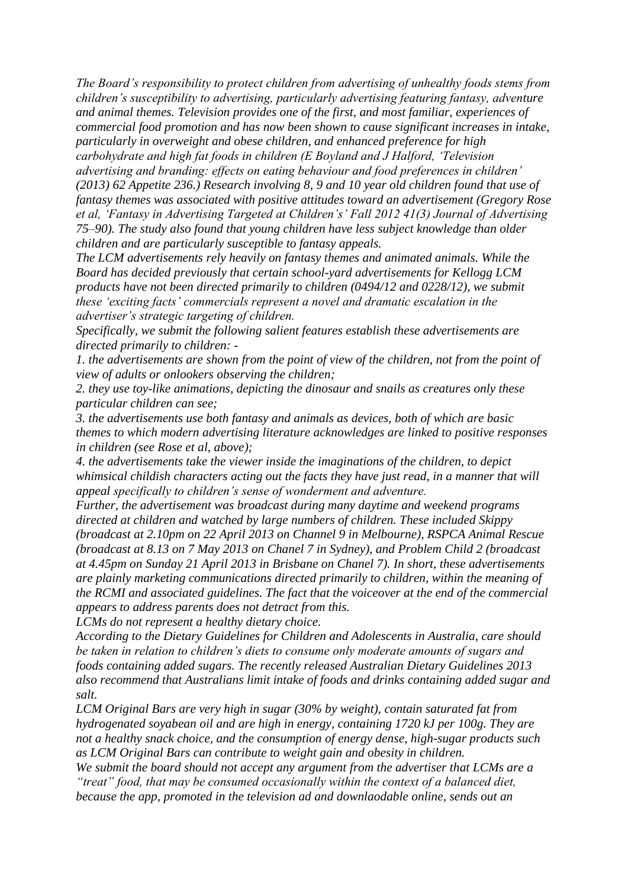*The Board's responsibility to protect children from advertising of unhealthy foods stems from children's susceptibility to advertising, particularly advertising featuring fantasy, adventure and animal themes. Television provides one of the first, and most familiar, experiences of commercial food promotion and has now been shown to cause significant increases in intake, particularly in overweight and obese children, and enhanced preference for high carbohydrate and high fat foods in children (E Boyland and J Halford, 'Television advertising and branding: effects on eating behaviour and food preferences in children' (2013) 62 Appetite 236.) Research involving 8, 9 and 10 year old children found that use of fantasy themes was associated with positive attitudes toward an advertisement (Gregory Rose et al, 'Fantasy in Advertising Targeted at Children's' Fall 2012 41(3) Journal of Advertising 75–90). The study also found that young children have less subject knowledge than older children and are particularly susceptible to fantasy appeals.*

*The LCM advertisements rely heavily on fantasy themes and animated animals. While the Board has decided previously that certain school-yard advertisements for Kellogg LCM products have not been directed primarily to children (0494/12 and 0228/12), we submit these 'exciting facts' commercials represent a novel and dramatic escalation in the advertiser's strategic targeting of children.*

*Specifically, we submit the following salient features establish these advertisements are directed primarily to children: -*

*1. the advertisements are shown from the point of view of the children, not from the point of view of adults or onlookers observing the children;*

*2. they use toy-like animations, depicting the dinosaur and snails as creatures only these particular children can see;*

*3. the advertisements use both fantasy and animals as devices, both of which are basic themes to which modern advertising literature acknowledges are linked to positive responses in children (see Rose et al, above);*

*4. the advertisements take the viewer inside the imaginations of the children, to depict whimsical childish characters acting out the facts they have just read, in a manner that will appeal specifically to children's sense of wonderment and adventure.*

*Further, the advertisement was broadcast during many daytime and weekend programs directed at children and watched by large numbers of children. These included Skippy (broadcast at 2.10pm on 22 April 2013 on Channel 9 in Melbourne), RSPCA Animal Rescue (broadcast at 8.13 on 7 May 2013 on Chanel 7 in Sydney), and Problem Child 2 (broadcast at 4.45pm on Sunday 21 April 2013 in Brisbane on Chanel 7). In short, these advertisements are plainly marketing communications directed primarily to children, within the meaning of the RCMI and associated guidelines. The fact that the voiceover at the end of the commercial appears to address parents does not detract from this.*

*LCMs do not represent a healthy dietary choice.*

*According to the Dietary Guidelines for Children and Adolescents in Australia, care should be taken in relation to children's diets to consume only moderate amounts of sugars and foods containing added sugars. The recently released Australian Dietary Guidelines 2013 also recommend that Australians limit intake of foods and drinks containing added sugar and salt.*

*LCM Original Bars are very high in sugar (30% by weight), contain saturated fat from hydrogenated soyabean oil and are high in energy, containing 1720 kJ per 100g. They are not a healthy snack choice, and the consumption of energy dense, high-sugar products such as LCM Original Bars can contribute to weight gain and obesity in children.*

*We submit the board should not accept any argument from the advertiser that LCMs are a "treat" food, that may be consumed occasionally within the context of a balanced diet, because the app, promoted in the television ad and downlaodable online, sends out an*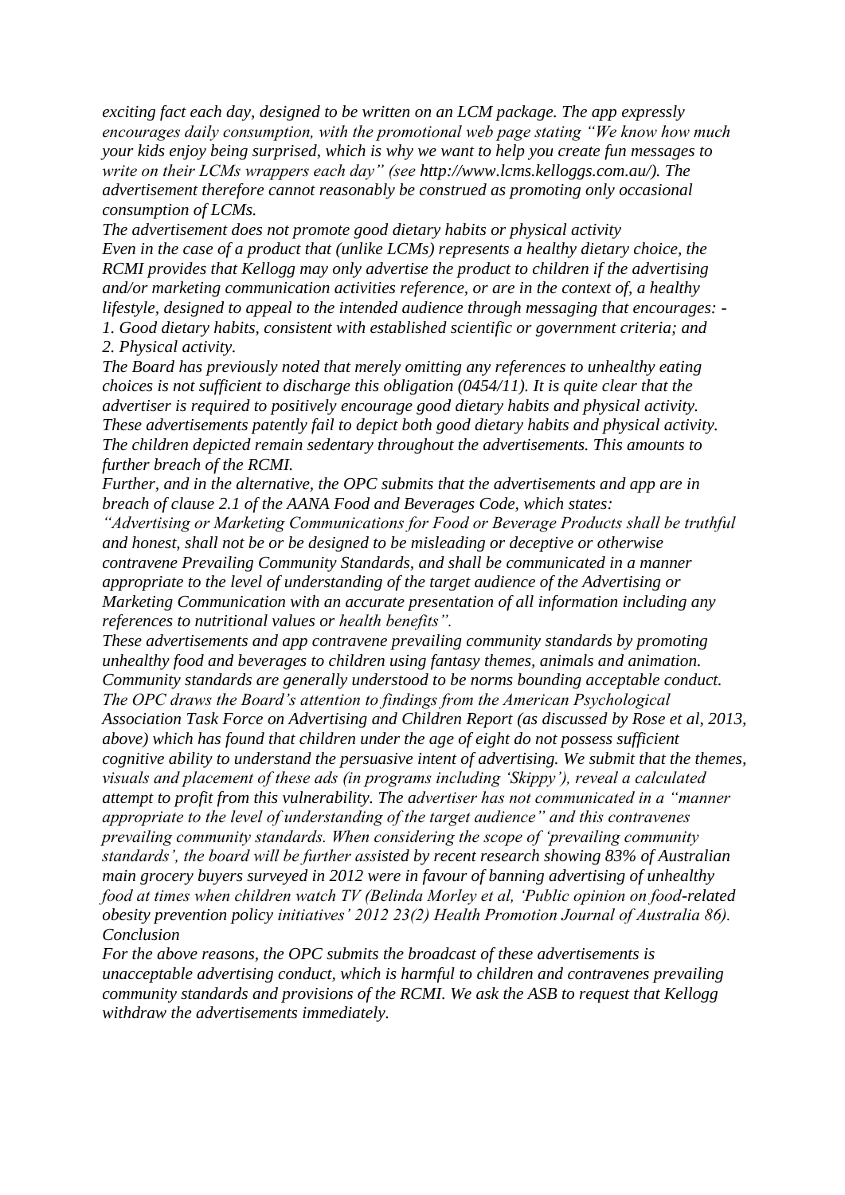*exciting fact each day, designed to be written on an LCM package. The app expressly encourages daily consumption, with the promotional web page stating "We know how much your kids enjoy being surprised, which is why we want to help you create fun messages to write on their LCMs wrappers each day" (see http://www.lcms.kelloggs.com.au/). The advertisement therefore cannot reasonably be construed as promoting only occasional consumption of LCMs.*

*The advertisement does not promote good dietary habits or physical activity*

*Even in the case of a product that (unlike LCMs) represents a healthy dietary choice, the RCMI provides that Kellogg may only advertise the product to children if the advertising and/or marketing communication activities reference, or are in the context of, a healthy lifestyle, designed to appeal to the intended audience through messaging that encourages: -*

*1. Good dietary habits, consistent with established scientific or government criteria; and*

*2. Physical activity.*

*The Board has previously noted that merely omitting any references to unhealthy eating choices is not sufficient to discharge this obligation (0454/11). It is quite clear that the advertiser is required to positively encourage good dietary habits and physical activity. These advertisements patently fail to depict both good dietary habits and physical activity. The children depicted remain sedentary throughout the advertisements. This amounts to further breach of the RCMI.*

*Further, and in the alternative, the OPC submits that the advertisements and app are in breach of clause 2.1 of the AANA Food and Beverages Code, which states:*

*"Advertising or Marketing Communications for Food or Beverage Products shall be truthful and honest, shall not be or be designed to be misleading or deceptive or otherwise contravene Prevailing Community Standards, and shall be communicated in a manner appropriate to the level of understanding of the target audience of the Advertising or Marketing Communication with an accurate presentation of all information including any references to nutritional values or health benefits".*

*These advertisements and app contravene prevailing community standards by promoting unhealthy food and beverages to children using fantasy themes, animals and animation. Community standards are generally understood to be norms bounding acceptable conduct. The OPC draws the Board's attention to findings from the American Psychological Association Task Force on Advertising and Children Report (as discussed by Rose et al, 2013, above) which has found that children under the age of eight do not possess sufficient cognitive ability to understand the persuasive intent of advertising. We submit that the themes, visuals and placement of these ads (in programs including 'Skippy'), reveal a calculated attempt to profit from this vulnerability. The advertiser has not communicated in a "manner appropriate to the level of understanding of the target audience" and this contravenes prevailing community standards. When considering the scope of 'prevailing community standards', the board will be further assisted by recent research showing 83% of Australian main grocery buyers surveyed in 2012 were in favour of banning advertising of unhealthy food at times when children watch TV (Belinda Morley et al, 'Public opinion on food-related obesity prevention policy initiatives' 2012 23(2) Health Promotion Journal of Australia 86).*

*Conclusion*

*For the above reasons, the OPC submits the broadcast of these advertisements is unacceptable advertising conduct, which is harmful to children and contravenes prevailing community standards and provisions of the RCMI. We ask the ASB to request that Kellogg withdraw the advertisements immediately.*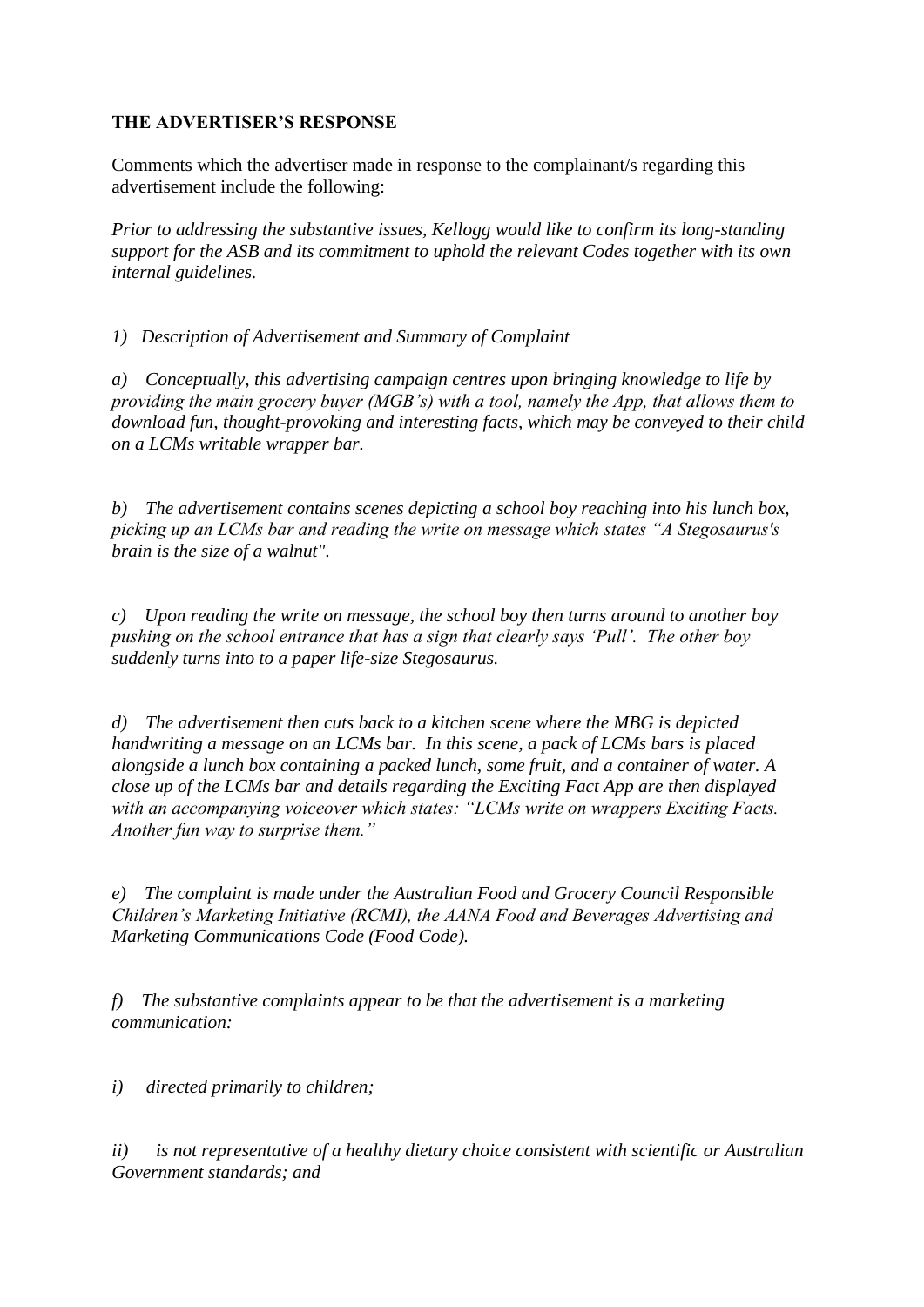**THE ADVERTISER'S RESPONSE**

Comments which the advertiser made in response to the complainant/s regarding this advertisement include the following:

*Prior to addressing the substantive issues, Kellogg would like to confirm its long-standing support for the ASB and its commitment to uphold the relevant Codes together with its own internal guidelines.*

*1) Description of Advertisement and Summary of Complaint*

*a) Conceptually, this advertising campaign centres upon bringing knowledge to life by providing the main grocery buyer (MGB's) with a tool, namely the App, that allows them to download fun, thought-provoking and interesting facts, which may be conveyed to their child on a LCMs writable wrapper bar.*

*b) The advertisement contains scenes depicting a school boy reaching into his lunch box, picking up an LCMs bar and reading the write on message which states "A Stegosaurus's brain is the size of a walnut".*

*c) Upon reading the write on message, the school boy then turns around to another boy pushing on the school entrance that has a sign that clearly says 'Pull'. The other boy suddenly turns into to a paper life-size Stegosaurus.*

*d) The advertisement then cuts back to a kitchen scene where the MBG is depicted handwriting a message on an LCMs bar. In this scene, a pack of LCMs bars is placed alongside a lunch box containing a packed lunch, some fruit, and a container of water. A close up of the LCMs bar and details regarding the Exciting Fact App are then displayed with an accompanying voiceover which states: "LCMs write on wrappers Exciting Facts. Another fun way to surprise them."*

*e) The complaint is made under the Australian Food and Grocery Council Responsible Children's Marketing Initiative (RCMI), the AANA Food and Beverages Advertising and Marketing Communications Code (Food Code).*

*f) The substantive complaints appear to be that the advertisement is a marketing communication:*

*i) directed primarily to children;*

*ii) is not representative of a healthy dietary choice consistent with scientific or Australian Government standards; and*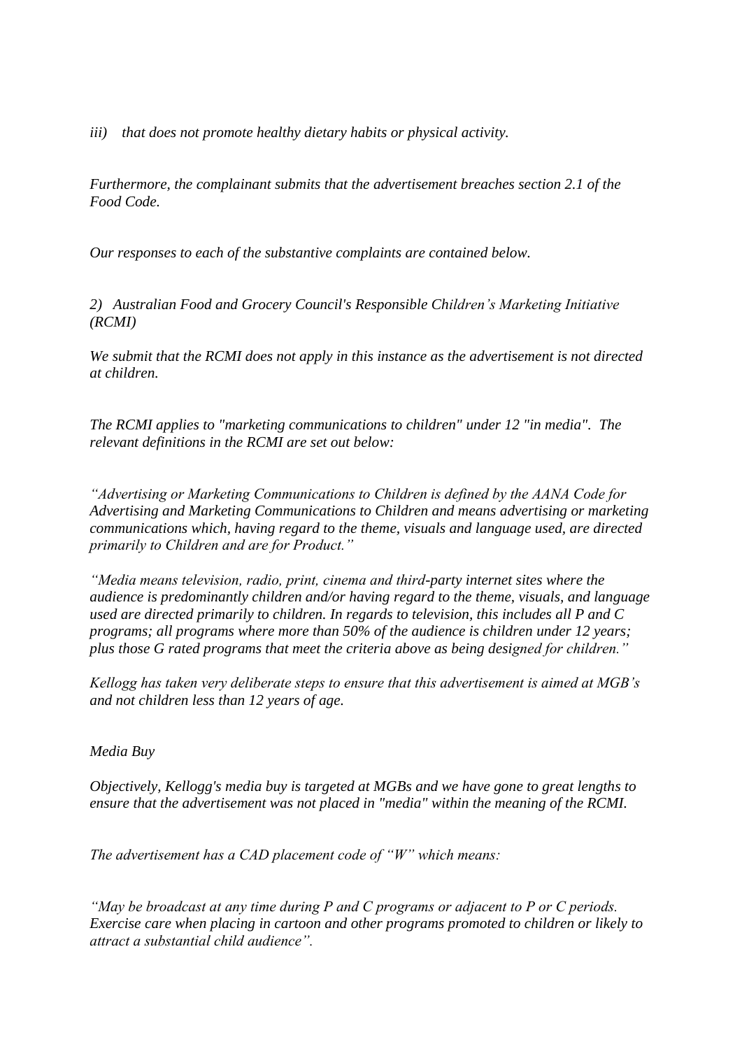*iii) that does not promote healthy dietary habits or physical activity.*

*Furthermore, the complainant submits that the advertisement breaches section 2.1 of the Food Code.*

*Our responses to each of the substantive complaints are contained below.*

*2) Australian Food and Grocery Council's Responsible Children's Marketing Initiative (RCMI)*

*We submit that the RCMI does not apply in this instance as the advertisement is not directed at children.*

*The RCMI applies to "marketing communications to children" under 12 "in media". The relevant definitions in the RCMI are set out below:*

*"Advertising or Marketing Communications to Children is defined by the AANA Code for Advertising and Marketing Communications to Children and means advertising or marketing communications which, having regard to the theme, visuals and language used, are directed primarily to Children and are for Product."*

*"Media means television, radio, print, cinema and third-party internet sites where the audience is predominantly children and/or having regard to the theme, visuals, and language used are directed primarily to children. In regards to television, this includes all P and C programs; all programs where more than 50% of the audience is children under 12 years; plus those G rated programs that meet the criteria above as being designed for children."*

*Kellogg has taken very deliberate steps to ensure that this advertisement is aimed at MGB's and not children less than 12 years of age.*

*Media Buy*

*Objectively, Kellogg's media buy is targeted at MGBs and we have gone to great lengths to ensure that the advertisement was not placed in "media" within the meaning of the RCMI.*

*The advertisement has a CAD placement code of "W" which means:*

*"May be broadcast at any time during P and C programs or adjacent to P or C periods. Exercise care when placing in cartoon and other programs promoted to children or likely to attract a substantial child audience".*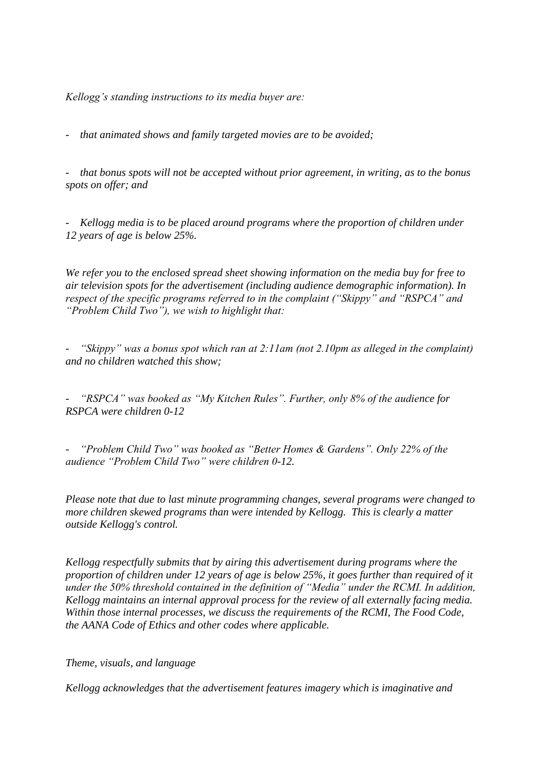*Kellogg's standing instructions to its media buyer are:*

- *that animated shows and family targeted movies are to be avoided;*

- *that bonus spots will not be accepted without prior agreement, in writing, as to the bonus spots on offer; and*

- *Kellogg media is to be placed around programs where the proportion of children under 12 years of age is below 25%.*

*We refer you to the enclosed spread sheet showing information on the media buy for free to air television spots for the advertisement (including audience demographic information). In respect of the specific programs referred to in the complaint ("Skippy" and "RSPCA" and "Problem Child Two"), we wish to highlight that:*

- *"Skippy" was a bonus spot which ran at 2:11am (not 2.10pm as alleged in the complaint) and no children watched this show;*

- *"RSPCA" was booked as "My Kitchen Rules". Further, only 8% of the audience for RSPCA were children 0-12*

- *"Problem Child Two" was booked as "Better Homes & Gardens". Only 22% of the audience "Problem Child Two" were children 0-12.*

*Please note that due to last minute programming changes, several programs were changed to more children skewed programs than were intended by Kellogg. This is clearly a matter outside Kellogg's control.*

*Kellogg respectfully submits that by airing this advertisement during programs where the proportion of children under 12 years of age is below 25%, it goes further than required of it under the 50% threshold contained in the definition of "Media" under the RCMI. In addition, Kellogg maintains an internal approval process for the review of all externally facing media. Within those internal processes, we discuss the requirements of the RCMI, The Food Code, the AANA Code of Ethics and other codes where applicable.*

*Theme, visuals, and language*

*Kellogg acknowledges that the advertisement features imagery which is imaginative and*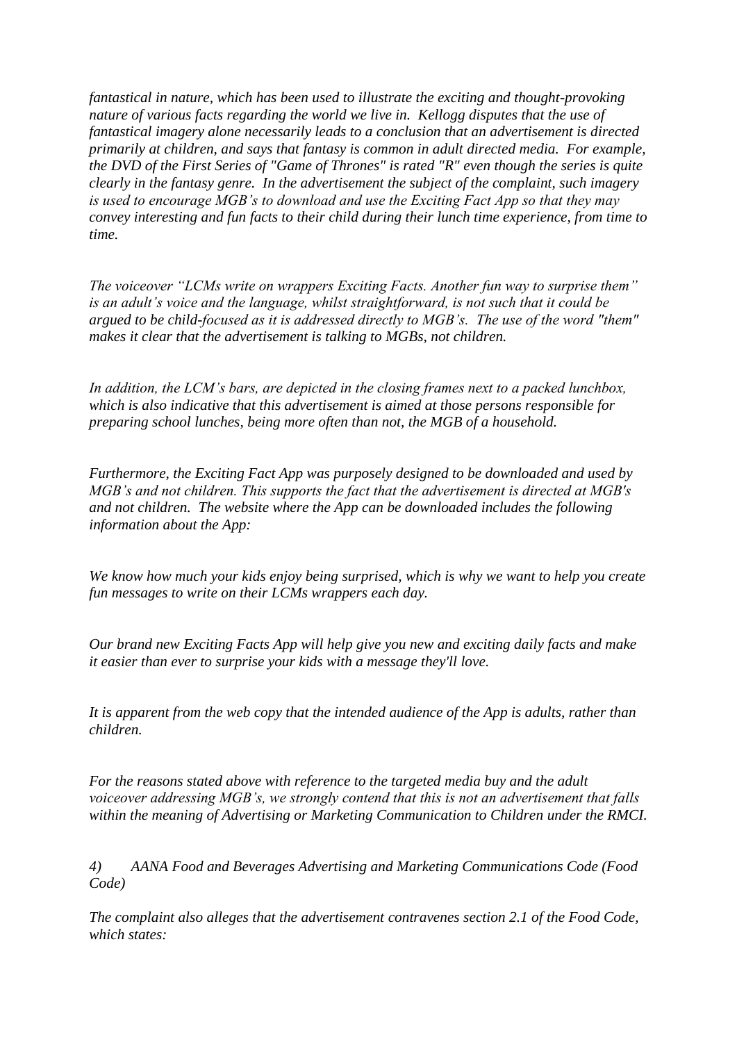*fantastical in nature, which has been used to illustrate the exciting and thought-provoking nature of various facts regarding the world we live in. Kellogg disputes that the use of fantastical imagery alone necessarily leads to a conclusion that an advertisement is directed primarily at children, and says that fantasy is common in adult directed media. For example, the DVD of the First Series of "Game of Thrones" is rated "R" even though the series is quite clearly in the fantasy genre. In the advertisement the subject of the complaint, such imagery is used to encourage MGB's to download and use the Exciting Fact App so that they may convey interesting and fun facts to their child during their lunch time experience, from time to time.*

*The voiceover "LCMs write on wrappers Exciting Facts. Another fun way to surprise them" is an adult's voice and the language, whilst straightforward, is not such that it could be argued to be child-focused as it is addressed directly to MGB's. The use of the word "them" makes it clear that the advertisement is talking to MGBs, not children.*

*In addition, the LCM's bars, are depicted in the closing frames next to a packed lunchbox, which is also indicative that this advertisement is aimed at those persons responsible for preparing school lunches, being more often than not, the MGB of a household.*

*Furthermore, the Exciting Fact App was purposely designed to be downloaded and used by MGB's and not children. This supports the fact that the advertisement is directed at MGB's and not children. The website where the App can be downloaded includes the following information about the App:*

*We know how much your kids enjoy being surprised, which is why we want to help you create fun messages to write on their LCMs wrappers each day.*

*Our brand new Exciting Facts App will help give you new and exciting daily facts and make it easier than ever to surprise your kids with a message they'll love.*

*It is apparent from the web copy that the intended audience of the App is adults, rather than children.*

*For the reasons stated above with reference to the targeted media buy and the adult voiceover addressing MGB's, we strongly contend that this is not an advertisement that falls within the meaning of Advertising or Marketing Communication to Children under the RMCI.*

*4) AANA Food and Beverages Advertising and Marketing Communications Code (Food Code)*

*The complaint also alleges that the advertisement contravenes section 2.1 of the Food Code, which states:*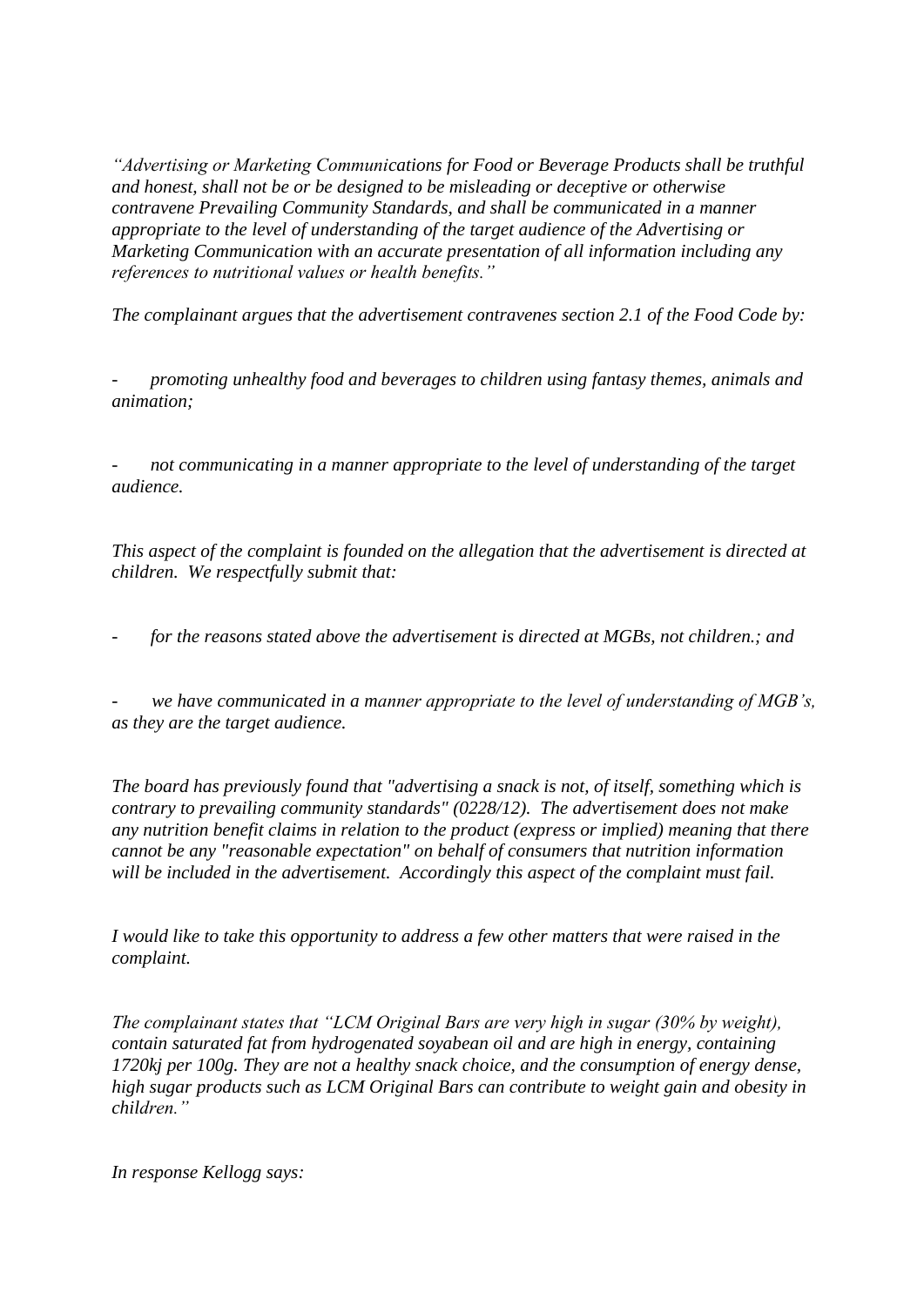*"Advertising or Marketing Communications for Food or Beverage Products shall be truthful and honest, shall not be or be designed to be misleading or deceptive or otherwise contravene Prevailing Community Standards, and shall be communicated in a manner appropriate to the level of understanding of the target audience of the Advertising or Marketing Communication with an accurate presentation of all information including any references to nutritional values or health benefits."*

*The complainant argues that the advertisement contravenes section 2.1 of the Food Code by:*

- *promoting unhealthy food and beverages to children using fantasy themes, animals and animation;*

- *not communicating in a manner appropriate to the level of understanding of the target audience.*

*This aspect of the complaint is founded on the allegation that the advertisement is directed at children. We respectfully submit that:*

- *for the reasons stated above the advertisement is directed at MGBs, not children.; and*

- *we have communicated in a manner appropriate to the level of understanding of MGB's, as they are the target audience.*

*The board has previously found that "advertising a snack is not, of itself, something which is contrary to prevailing community standards" (0228/12). The advertisement does not make any nutrition benefit claims in relation to the product (express or implied) meaning that there cannot be any "reasonable expectation" on behalf of consumers that nutrition information will be included in the advertisement. Accordingly this aspect of the complaint must fail.*

*I would like to take this opportunity to address a few other matters that were raised in the complaint.*

*The complainant states that "LCM Original Bars are very high in sugar (30% by weight), contain saturated fat from hydrogenated soyabean oil and are high in energy, containing 1720kj per 100g. They are not a healthy snack choice, and the consumption of energy dense, high sugar products such as LCM Original Bars can contribute to weight gain and obesity in children."*

*In response Kellogg says:*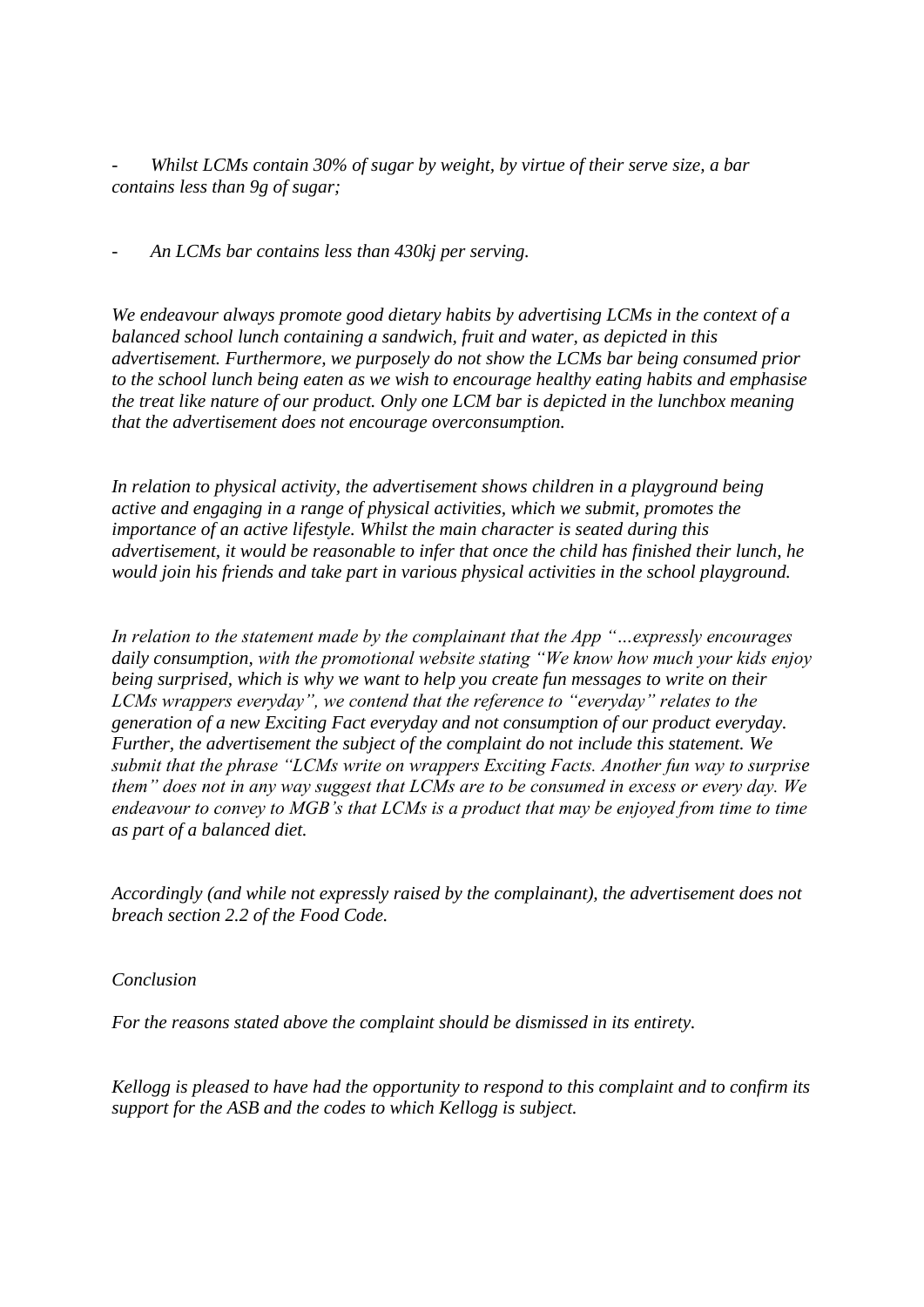- *Whilst LCMs contain 30% of sugar by weight, by virtue of their serve size, a bar contains less than 9g of sugar;*

- *An LCMs bar contains less than 430kj per serving.*

*We endeavour always promote good dietary habits by advertising LCMs in the context of a balanced school lunch containing a sandwich, fruit and water, as depicted in this advertisement. Furthermore, we purposely do not show the LCMs bar being consumed prior to the school lunch being eaten as we wish to encourage healthy eating habits and emphasise the treat like nature of our product. Only one LCM bar is depicted in the lunchbox meaning that the advertisement does not encourage overconsumption.*

*In relation to physical activity, the advertisement shows children in a playground being active and engaging in a range of physical activities, which we submit, promotes the importance of an active lifestyle. Whilst the main character is seated during this advertisement, it would be reasonable to infer that once the child has finished their lunch, he would join his friends and take part in various physical activities in the school playground.*

*In relation to the statement made by the complainant that the App "…expressly encourages daily consumption, with the promotional website stating "We know how much your kids enjoy being surprised, which is why we want to help you create fun messages to write on their LCMs wrappers everyday", we contend that the reference to "everyday" relates to the generation of a new Exciting Fact everyday and not consumption of our product everyday. Further, the advertisement the subject of the complaint do not include this statement. We submit that the phrase "LCMs write on wrappers Exciting Facts. Another fun way to surprise them" does not in any way suggest that LCMs are to be consumed in excess or every day. We endeavour to convey to MGB's that LCMs is a product that may be enjoyed from time to time as part of a balanced diet.*

*Accordingly (and while not expressly raised by the complainant), the advertisement does not breach section 2.2 of the Food Code.*

*Conclusion*

*For the reasons stated above the complaint should be dismissed in its entirety.*

*Kellogg is pleased to have had the opportunity to respond to this complaint and to confirm its support for the ASB and the codes to which Kellogg is subject.*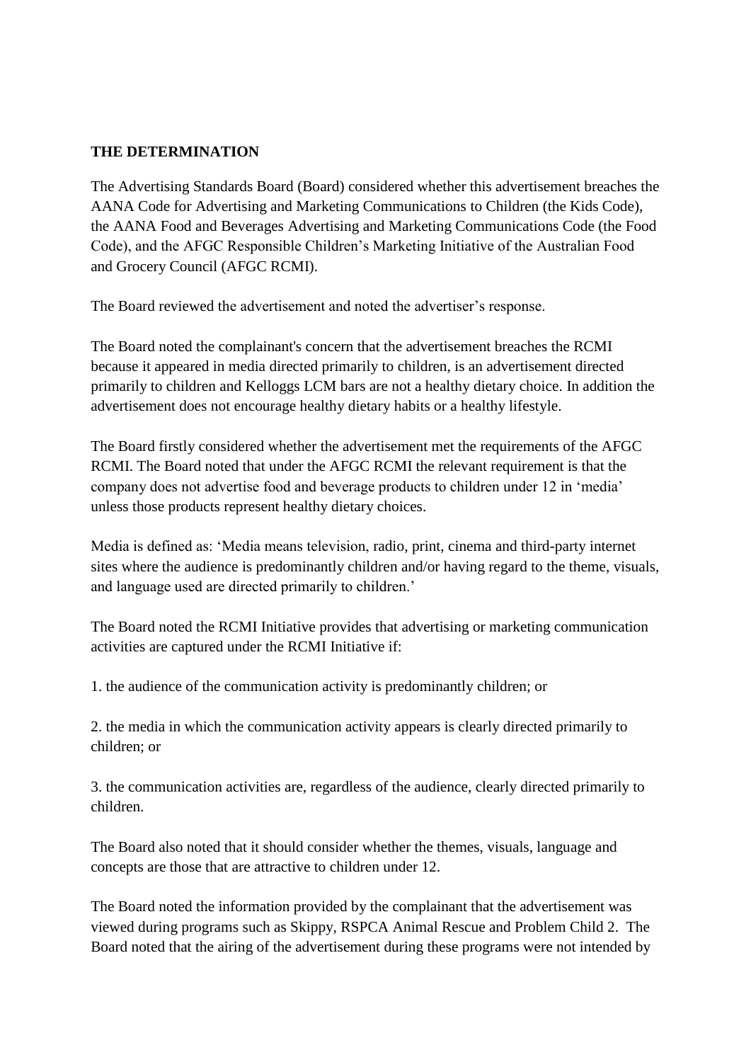**THE DETERMINATION**

The Advertising Standards Board (Board) considered whether this advertisement breaches the AANA Code for Advertising and Marketing Communications to Children (the Kids Code), the AANA Food and Beverages Advertising and Marketing Communications Code (the Food Code), and the AFGC Responsible Children's Marketing Initiative of the Australian Food and Grocery Council (AFGC RCMI).

The Board reviewed the advertisement and noted the advertiser's response.

The Board noted the complainant's concern that the advertisement breaches the RCMI because it appeared in media directed primarily to children, is an advertisement directed primarily to children and Kelloggs LCM bars are not a healthy dietary choice. In addition the advertisement does not encourage healthy dietary habits or a healthy lifestyle.

The Board firstly considered whether the advertisement met the requirements of the AFGC RCMI. The Board noted that under the AFGC RCMI the relevant requirement is that the company does not advertise food and beverage products to children under 12 in 'media' unless those products represent healthy dietary choices.

Media is defined as: 'Media means television, radio, print, cinema and third-party internet sites where the audience is predominantly children and/or having regard to the theme, visuals, and language used are directed primarily to children.'

The Board noted the RCMI Initiative provides that advertising or marketing communication activities are captured under the RCMI Initiative if:

1. the audience of the communication activity is predominantly children; or

2. the media in which the communication activity appears is clearly directed primarily to children; or

3. the communication activities are, regardless of the audience, clearly directed primarily to children.

The Board also noted that it should consider whether the themes, visuals, language and concepts are those that are attractive to children under 12.

The Board noted the information provided by the complainant that the advertisement was viewed during programs such as Skippy, RSPCA Animal Rescue and Problem Child 2. The Board noted that the airing of the advertisement during these programs were not intended by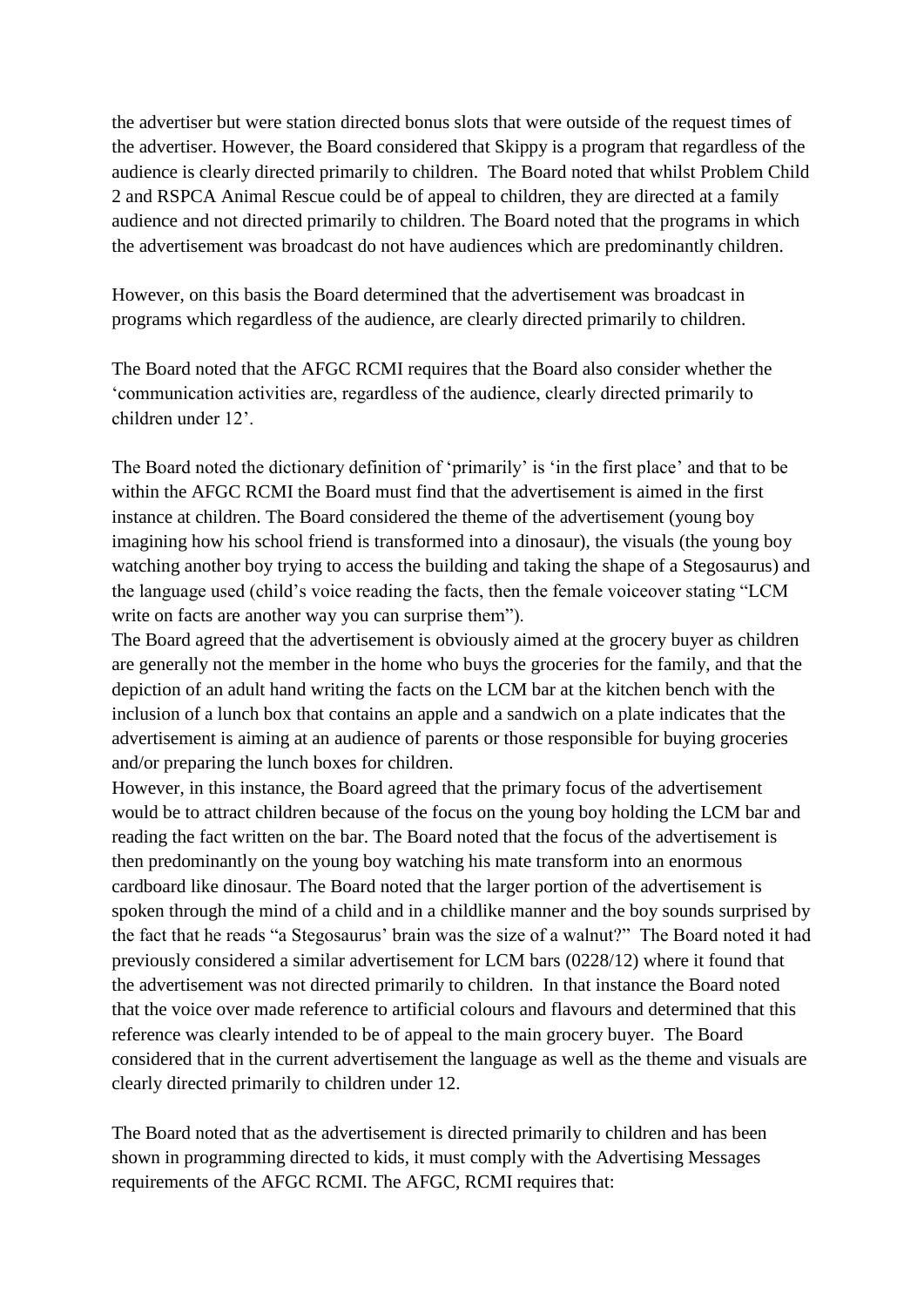the advertiser but were station directed bonus slots that were outside of the request times of the advertiser. However, the Board considered that Skippy is a program that regardless of the audience is clearly directed primarily to children. The Board noted that whilst Problem Child 2 and RSPCA Animal Rescue could be of appeal to children, they are directed at a family audience and not directed primarily to children. The Board noted that the programs in which the advertisement was broadcast do not have audiences which are predominantly children.

However, on this basis the Board determined that the advertisement was broadcast in programs which regardless of the audience, are clearly directed primarily to children.

The Board noted that the AFGC RCMI requires that the Board also consider whether the 'communication activities are, regardless of the audience, clearly directed primarily to children under 12'.

The Board noted the dictionary definition of 'primarily' is 'in the first place' and that to be within the AFGC RCMI the Board must find that the advertisement is aimed in the first instance at children. The Board considered the theme of the advertisement (young boy imagining how his school friend is transformed into a dinosaur), the visuals (the young boy watching another boy trying to access the building and taking the shape of a Stegosaurus) and the language used (child's voice reading the facts, then the female voiceover stating "LCM write on facts are another way you can surprise them").

The Board agreed that the advertisement is obviously aimed at the grocery buyer as children are generally not the member in the home who buys the groceries for the family, and that the depiction of an adult hand writing the facts on the LCM bar at the kitchen bench with the inclusion of a lunch box that contains an apple and a sandwich on a plate indicates that the advertisement is aiming at an audience of parents or those responsible for buying groceries and/or preparing the lunch boxes for children.

However, in this instance, the Board agreed that the primary focus of the advertisement would be to attract children because of the focus on the young boy holding the LCM bar and reading the fact written on the bar. The Board noted that the focus of the advertisement is then predominantly on the young boy watching his mate transform into an enormous cardboard like dinosaur. The Board noted that the larger portion of the advertisement is spoken through the mind of a child and in a childlike manner and the boy sounds surprised by the fact that he reads "a Stegosaurus' brain was the size of a walnut?" The Board noted it had previously considered a similar advertisement for LCM bars (0228/12) where it found that the advertisement was not directed primarily to children. In that instance the Board noted that the voice over made reference to artificial colours and flavours and determined that this reference was clearly intended to be of appeal to the main grocery buyer. The Board considered that in the current advertisement the language as well as the theme and visuals are clearly directed primarily to children under 12.

The Board noted that as the advertisement is directed primarily to children and has been shown in programming directed to kids, it must comply with the Advertising Messages requirements of the AFGC RCMI. The AFGC, RCMI requires that: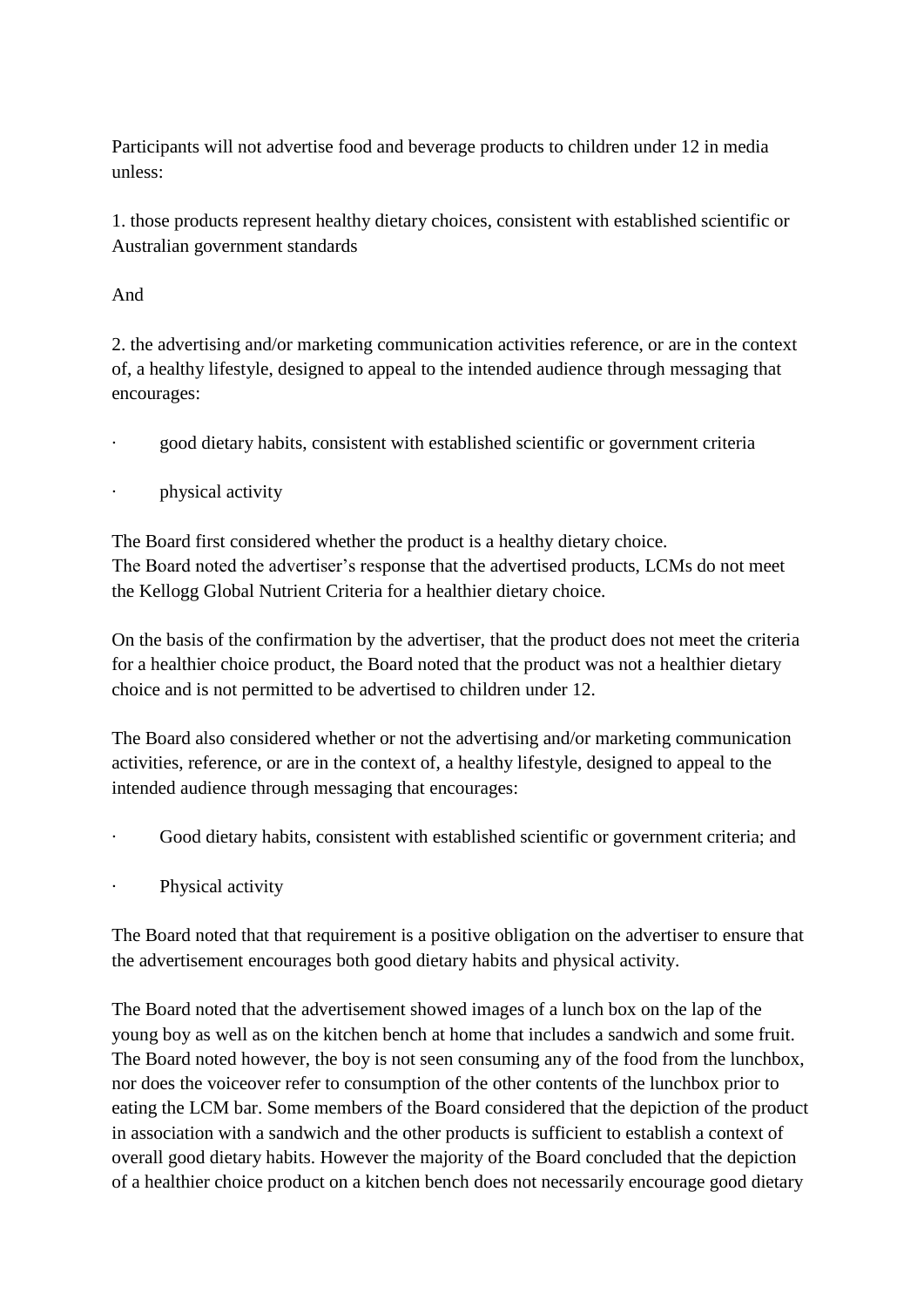Participants will not advertise food and beverage products to children under 12 in media unless:

1. those products represent healthy dietary choices, consistent with established scientific or Australian government standards

And

2. the advertising and/or marketing communication activities reference, or are in the context of, a healthy lifestyle, designed to appeal to the intended audience through messaging that encourages:

- good dietary habits, consistent with established scientific or government criteria
- physical activity

The Board first considered whether the product is a healthy dietary choice.
The Board noted the advertiser's response that the advertised products, LCMs do not meet the Kellogg Global Nutrient Criteria for a healthier dietary choice.

On the basis of the confirmation by the advertiser, that the product does not meet the criteria for a healthier choice product, the Board noted that the product was not a healthier dietary choice and is not permitted to be advertised to children under 12.

The Board also considered whether or not the advertising and/or marketing communication activities, reference, or are in the context of, a healthy lifestyle, designed to appeal to the intended audience through messaging that encourages:

- Good dietary habits, consistent with established scientific or government criteria; and
- Physical activity

The Board noted that that requirement is a positive obligation on the advertiser to ensure that the advertisement encourages both good dietary habits and physical activity.

The Board noted that the advertisement showed images of a lunch box on the lap of the young boy as well as on the kitchen bench at home that includes a sandwich and some fruit. The Board noted however, the boy is not seen consuming any of the food from the lunchbox, nor does the voiceover refer to consumption of the other contents of the lunchbox prior to eating the LCM bar. Some members of the Board considered that the depiction of the product in association with a sandwich and the other products is sufficient to establish a context of overall good dietary habits. However the majority of the Board concluded that the depiction of a healthier choice product on a kitchen bench does not necessarily encourage good dietary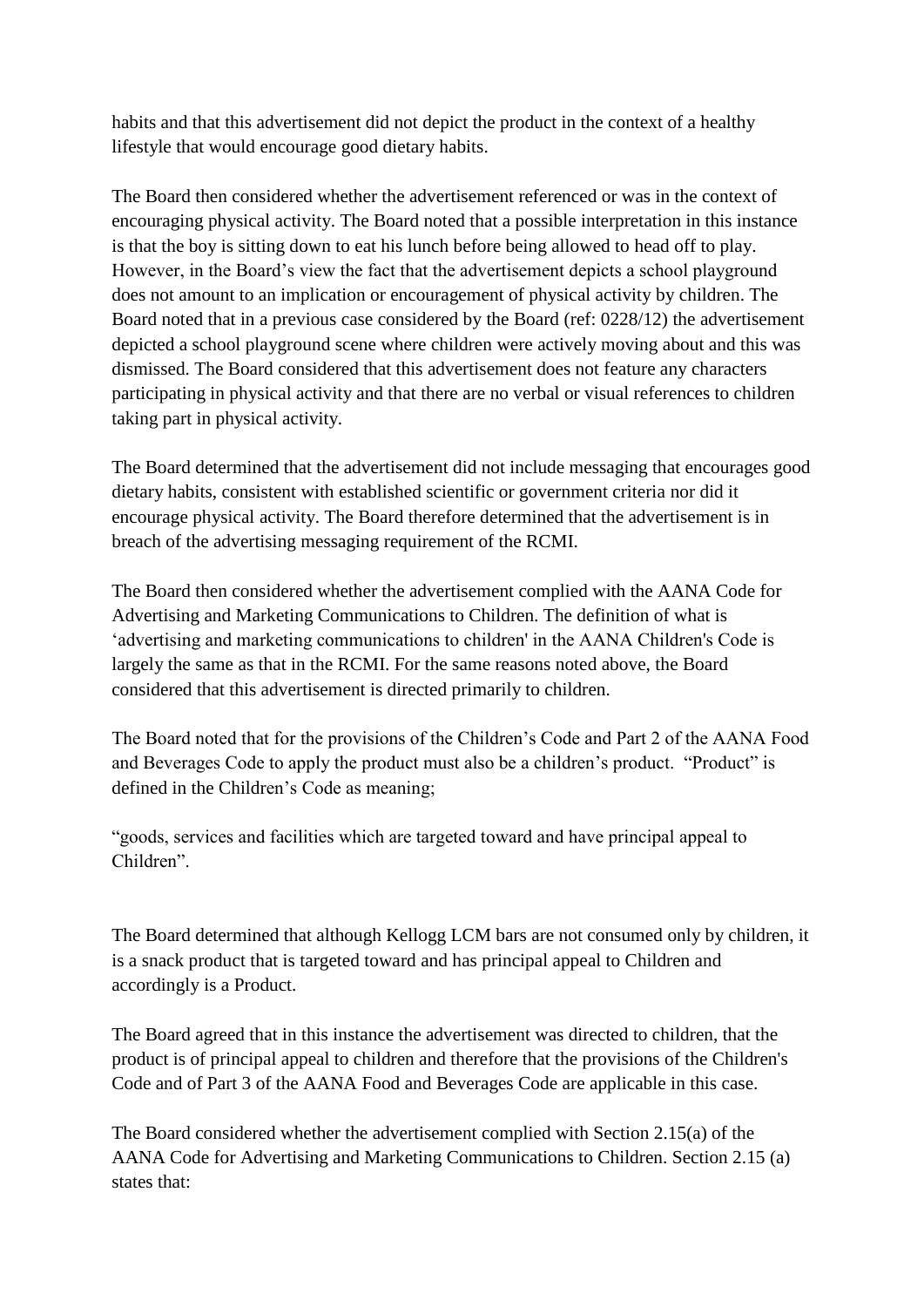habits and that this advertisement did not depict the product in the context of a healthy lifestyle that would encourage good dietary habits.

The Board then considered whether the advertisement referenced or was in the context of encouraging physical activity. The Board noted that a possible interpretation in this instance is that the boy is sitting down to eat his lunch before being allowed to head off to play. However, in the Board's view the fact that the advertisement depicts a school playground does not amount to an implication or encouragement of physical activity by children. The Board noted that in a previous case considered by the Board (ref: 0228/12) the advertisement depicted a school playground scene where children were actively moving about and this was dismissed. The Board considered that this advertisement does not feature any characters participating in physical activity and that there are no verbal or visual references to children taking part in physical activity.

The Board determined that the advertisement did not include messaging that encourages good dietary habits, consistent with established scientific or government criteria nor did it encourage physical activity. The Board therefore determined that the advertisement is in breach of the advertising messaging requirement of the RCMI.

The Board then considered whether the advertisement complied with the AANA Code for Advertising and Marketing Communications to Children. The definition of what is 'advertising and marketing communications to children' in the AANA Children's Code is largely the same as that in the RCMI. For the same reasons noted above, the Board considered that this advertisement is directed primarily to children.

The Board noted that for the provisions of the Children's Code and Part 2 of the AANA Food and Beverages Code to apply the product must also be a children's product. "Product" is defined in the Children's Code as meaning;

"goods, services and facilities which are targeted toward and have principal appeal to Children".

The Board determined that although Kellogg LCM bars are not consumed only by children, it is a snack product that is targeted toward and has principal appeal to Children and accordingly is a Product.

The Board agreed that in this instance the advertisement was directed to children, that the product is of principal appeal to children and therefore that the provisions of the Children's Code and of Part 3 of the AANA Food and Beverages Code are applicable in this case.

The Board considered whether the advertisement complied with Section 2.15(a) of the AANA Code for Advertising and Marketing Communications to Children. Section 2.15 (a) states that: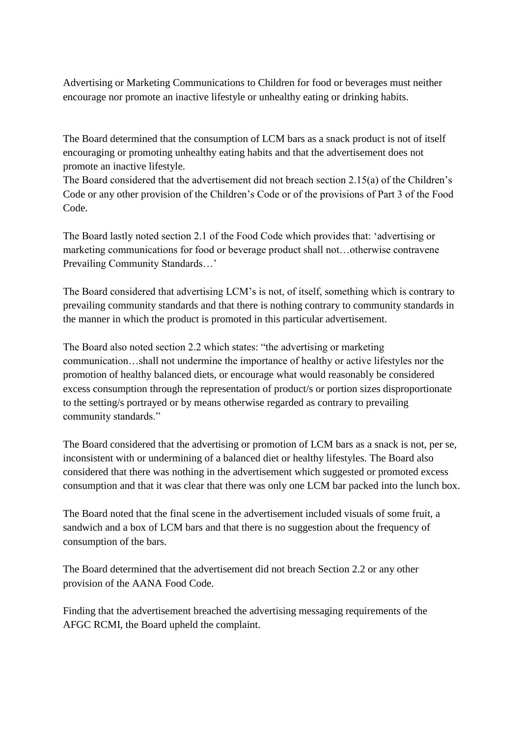Advertising or Marketing Communications to Children for food or beverages must neither encourage nor promote an inactive lifestyle or unhealthy eating or drinking habits.

The Board determined that the consumption of LCM bars as a snack product is not of itself encouraging or promoting unhealthy eating habits and that the advertisement does not promote an inactive lifestyle.
The Board considered that the advertisement did not breach section 2.15(a) of the Children's Code or any other provision of the Children's Code or of the provisions of Part 3 of the Food Code.

The Board lastly noted section 2.1 of the Food Code which provides that: 'advertising or marketing communications for food or beverage product shall not…otherwise contravene Prevailing Community Standards…'

The Board considered that advertising LCM's is not, of itself, something which is contrary to prevailing community standards and that there is nothing contrary to community standards in the manner in which the product is promoted in this particular advertisement.

The Board also noted section 2.2 which states: "the advertising or marketing communication…shall not undermine the importance of healthy or active lifestyles nor the promotion of healthy balanced diets, or encourage what would reasonably be considered excess consumption through the representation of product/s or portion sizes disproportionate to the setting/s portrayed or by means otherwise regarded as contrary to prevailing community standards."

The Board considered that the advertising or promotion of LCM bars as a snack is not, per se, inconsistent with or undermining of a balanced diet or healthy lifestyles. The Board also considered that there was nothing in the advertisement which suggested or promoted excess consumption and that it was clear that there was only one LCM bar packed into the lunch box.

The Board noted that the final scene in the advertisement included visuals of some fruit, a sandwich and a box of LCM bars and that there is no suggestion about the frequency of consumption of the bars.

The Board determined that the advertisement did not breach Section 2.2 or any other provision of the AANA Food Code.

Finding that the advertisement breached the advertising messaging requirements of the AFGC RCMI, the Board upheld the complaint.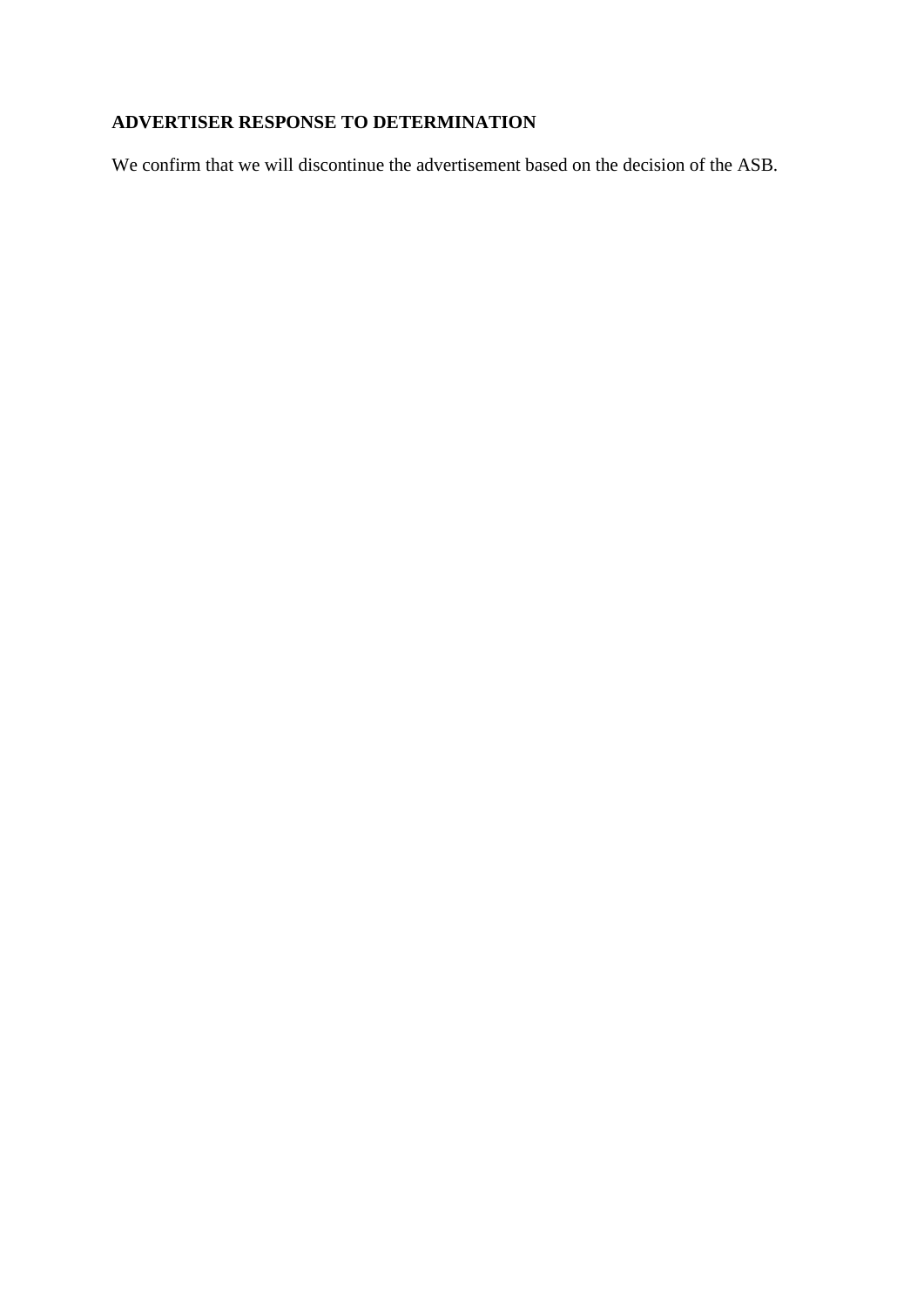**ADVERTISER RESPONSE TO DETERMINATION**

We confirm that we will discontinue the advertisement based on the decision of the ASB.